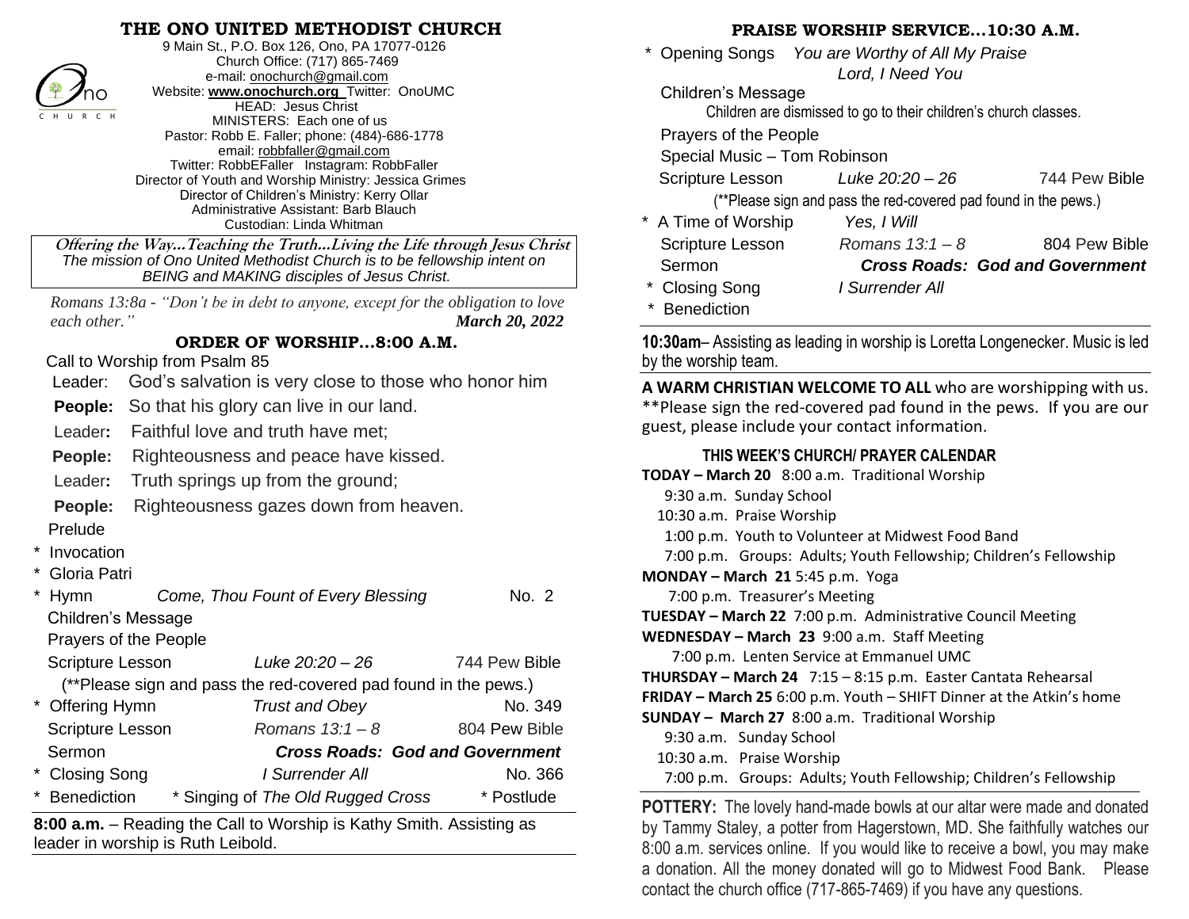# THE ONO UNITED METHODIST CHURCH

9 Main St., P.O. Box 126, Ono, PA 17077-0126
Church Office: (717) 865-7469
e-mail: onochurch@gmail.com
Website: **www.onochurch.org** Twitter: OnoUMC
HEAD: Jesus Christ
MINISTERS: Each one of us
Pastor: Robb E. Faller; phone: (484)-686-1778
email: robbfaller@gmail.com
Twitter: RobbEFaller Instagram: RobbFaller
Director of Youth and Worship Ministry: Jessica Grimes
Director of Children's Ministry: Kerry Ollar
Administrative Assistant: Barb Blauch
Custodian: Linda Whitman

***Offering the Way…Teaching the Truth…Living the Life through Jesus Christ***
*The mission of Ono United Methodist Church is to be fellowship intent on BEING and MAKING disciples of Jesus Christ.*

*Romans 13:8a - "Don't be in debt to anyone, except for the obligation to love each other."* ***March 20, 2022***

## ORDER OF WORSHIP…8:00 A.M.

Call to Worship from Psalm 85

Leader: God's salvation is very close to those who honor him
**People:** So that his glory can live in our land.
Leader**:** Faithful love and truth have met;
**People:** Righteousness and peace have kissed.
Leader**:** Truth springs up from the ground;
**People:** Righteousness gazes down from heaven.

Prelude
\* Invocation
\* Gloria Patri
\* Hymn *Come, Thou Fount of Every Blessing* No. 2
Children's Message
Prayers of the People
Scripture Lesson *Luke 20:20 – 26* 744 Pew Bible
(**Please sign and pass the red-covered pad found in the pews.)
\* Offering Hymn *Trust and Obey* No. 349
Scripture Lesson *Romans 13:1 – 8* 804 Pew Bible
Sermon ***Cross Roads: God and Government***
\* Closing Song *I Surrender All* No. 366
\* Benediction \* Singing of *The Old Rugged Cross* \* Postlude

**8:00 a.m.** – Reading the Call to Worship is Kathy Smith. Assisting as leader in worship is Ruth Leibold.

## PRAISE WORSHIP SERVICE…10:30 A.M.

\* Opening Songs *You are Worthy of All My Praise*
*Lord, I Need You*
Children's Message
Children are dismissed to go to their children's church classes.
Prayers of the People
Special Music – Tom Robinson
Scripture Lesson *Luke 20:20 – 26* 744 Pew Bible
(**Please sign and pass the red-covered pad found in the pews.)
\* A Time of Worship *Yes, I Will*
Scripture Lesson *Romans 13:1 – 8* 804 Pew Bible
Sermon ***Cross Roads: God and Government***
\* Closing Song *I Surrender All*
\* Benediction

**10:30am**– Assisting as leading in worship is Loretta Longenecker. Music is led by the worship team.

**A WARM CHRISTIAN WELCOME TO ALL** who are worshipping with us. **Please sign the red-covered pad found in the pews. If you are our guest, please include your contact information.

### THIS WEEK'S CHURCH/ PRAYER CALENDAR

**TODAY – March 20** 8:00 a.m. Traditional Worship
9:30 a.m. Sunday School
10:30 a.m. Praise Worship
1:00 p.m. Youth to Volunteer at Midwest Food Band
7:00 p.m. Groups: Adults; Youth Fellowship; Children's Fellowship
**MONDAY – March 21** 5:45 p.m. Yoga
7:00 p.m. Treasurer's Meeting
**TUESDAY – March 22** 7:00 p.m. Administrative Council Meeting
**WEDNESDAY – March 23** 9:00 a.m. Staff Meeting
7:00 p.m. Lenten Service at Emmanuel UMC
**THURSDAY – March 24** 7:15 – 8:15 p.m. Easter Cantata Rehearsal
**FRIDAY – March 25** 6:00 p.m. Youth – SHIFT Dinner at the Atkin's home
**SUNDAY – March 27** 8:00 a.m. Traditional Worship
9:30 a.m. Sunday School
10:30 a.m. Praise Worship
7:00 p.m. Groups: Adults; Youth Fellowship; Children's Fellowship

**POTTERY:** The lovely hand-made bowls at our altar were made and donated by Tammy Staley, a potter from Hagerstown, MD. She faithfully watches our 8:00 a.m. services online. If you would like to receive a bowl, you may make a donation. All the money donated will go to Midwest Food Bank. Please contact the church office (717-865-7469) if you have any questions.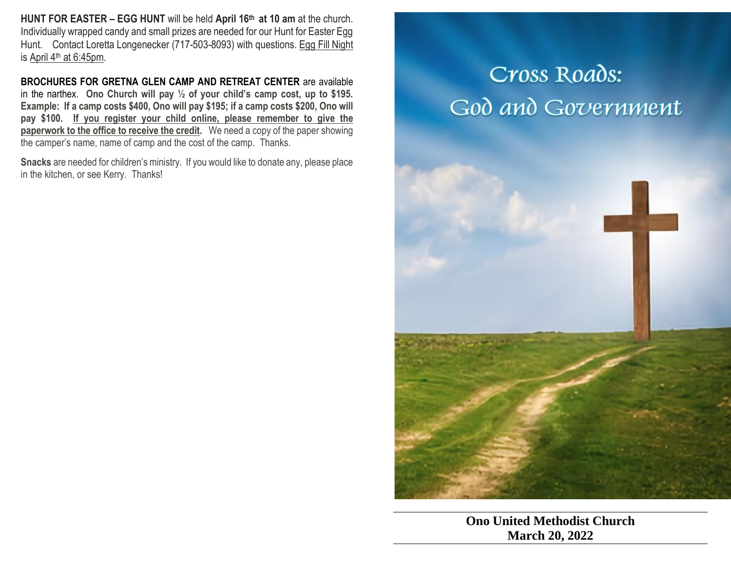**HUNT FOR EASTER – EGG HUNT** will be held **April 16th at 10 am** at the church. Individually wrapped candy and small prizes are needed for our Hunt for Easter Egg Hunt. Contact Loretta Longenecker (717-503-8093) with questions. Egg Fill Night is April 4th at 6:45pm.

**BROCHURES FOR GRETNA GLEN CAMP AND RETREAT CENTER** are available in the narthex. **Ono Church will pay ½ of your child's camp cost, up to $195. Example: If a camp costs $400, Ono will pay $195; if a camp costs $200, Ono will pay $100. If you register your child online, please remember to give the paperwork to the office to receive the credit.** We need a copy of the paper showing the camper's name, name of camp and the cost of the camp. Thanks.

**Snacks** are needed for children's ministry. If you would like to donate any, please place in the kitchen, or see Kerry. Thanks!

# Cross Roads: God and Government

**Ono United Methodist Church**
**March 20, 2022**